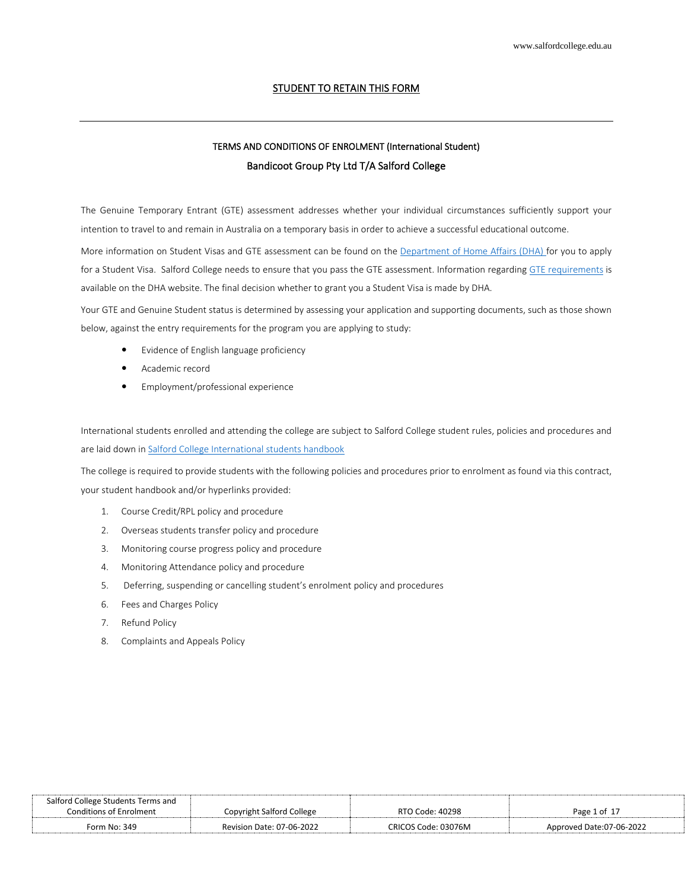STUDENT TO RETAIN THIS FORM

---

## TERMS AND CONDITIONS OF ENROLMENT (International Student)

## Bandicoot Group Pty Ltd T/A Salford College

The Genuine Temporary Entrant (GTE) assessment addresses whether your individual circumstances sufficiently support your intention to travel to and remain in Australia on a temporary basis in order to achieve a successful educational outcome.

More information on Student Visas and GTE assessment can be found on the Department of Home Affairs (DHA) for you to apply for a Student Visa. Salford College needs to ensure that you pass the GTE assessment. Information regarding GTE requirements is available on the DHA website. The final decision whether to grant you a Student Visa is made by DHA.

Your GTE and Genuine Student status is determined by assessing your application and supporting documents, such as those shown below, against the entry requirements for the program you are applying to study:

- Evidence of English language proficiency
- Academic record
- Employment/professional experience

International students enrolled and attending the college are subject to Salford College student rules, policies and procedures and are laid down in Salford College International students handbook

The college is required to provide students with the following policies and procedures prior to enrolment as found via this contract, your student handbook and/or hyperlinks provided:

1. Course Credit/RPL policy and procedure
2. Overseas students transfer policy and procedure
3. Monitoring course progress policy and procedure
4. Monitoring Attendance policy and procedure
5. Deferring, suspending or cancelling student's enrolment policy and procedures
6. Fees and Charges Policy
7. Refund Policy
8. Complaints and Appeals Policy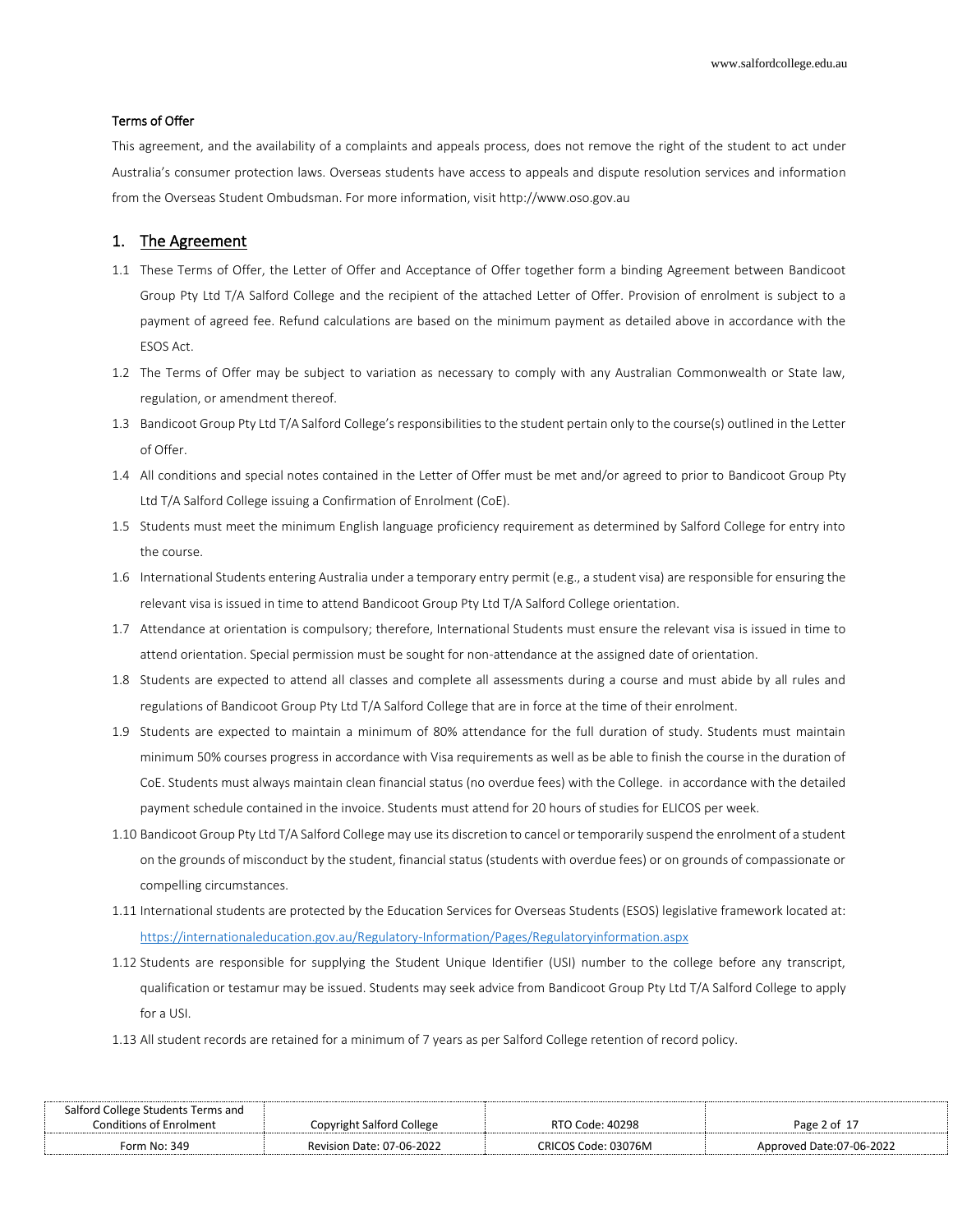#### Terms of Offer

This agreement, and the availability of a complaints and appeals process, does not remove the right of the student to act under Australia's consumer protection laws. Overseas students have access to appeals and dispute resolution services and information from the Overseas Student Ombudsman. For more information, visit http://www.oso.gov.au

## 1. The Agreement

1.1 These Terms of Offer, the Letter of Offer and Acceptance of Offer together form a binding Agreement between Bandicoot Group Pty Ltd T/A Salford College and the recipient of the attached Letter of Offer. Provision of enrolment is subject to a payment of agreed fee. Refund calculations are based on the minimum payment as detailed above in accordance with the ESOS Act.

1.2 The Terms of Offer may be subject to variation as necessary to comply with any Australian Commonwealth or State law, regulation, or amendment thereof.

1.3 Bandicoot Group Pty Ltd T/A Salford College's responsibilities to the student pertain only to the course(s) outlined in the Letter of Offer.

1.4 All conditions and special notes contained in the Letter of Offer must be met and/or agreed to prior to Bandicoot Group Pty Ltd T/A Salford College issuing a Confirmation of Enrolment (CoE).

1.5 Students must meet the minimum English language proficiency requirement as determined by Salford College for entry into the course.

1.6 International Students entering Australia under a temporary entry permit (e.g., a student visa) are responsible for ensuring the relevant visa is issued in time to attend Bandicoot Group Pty Ltd T/A Salford College orientation.

1.7 Attendance at orientation is compulsory; therefore, International Students must ensure the relevant visa is issued in time to attend orientation. Special permission must be sought for non-attendance at the assigned date of orientation.

1.8 Students are expected to attend all classes and complete all assessments during a course and must abide by all rules and regulations of Bandicoot Group Pty Ltd T/A Salford College that are in force at the time of their enrolment.

1.9 Students are expected to maintain a minimum of 80% attendance for the full duration of study. Students must maintain minimum 50% courses progress in accordance with Visa requirements as well as be able to finish the course in the duration of CoE. Students must always maintain clean financial status (no overdue fees) with the College. in accordance with the detailed payment schedule contained in the invoice. Students must attend for 20 hours of studies for ELICOS per week.

1.10 Bandicoot Group Pty Ltd T/A Salford College may use its discretion to cancel or temporarily suspend the enrolment of a student on the grounds of misconduct by the student, financial status (students with overdue fees) or on grounds of compassionate or compelling circumstances.

1.11 International students are protected by the Education Services for Overseas Students (ESOS) legislative framework located at: https://internationaleducation.gov.au/Regulatory-Information/Pages/Regulatoryinformation.aspx

1.12 Students are responsible for supplying the Student Unique Identifier (USI) number to the college before any transcript, qualification or testamur may be issued. Students may seek advice from Bandicoot Group Pty Ltd T/A Salford College to apply for a USI.

1.13 All student records are retained for a minimum of 7 years as per Salford College retention of record policy.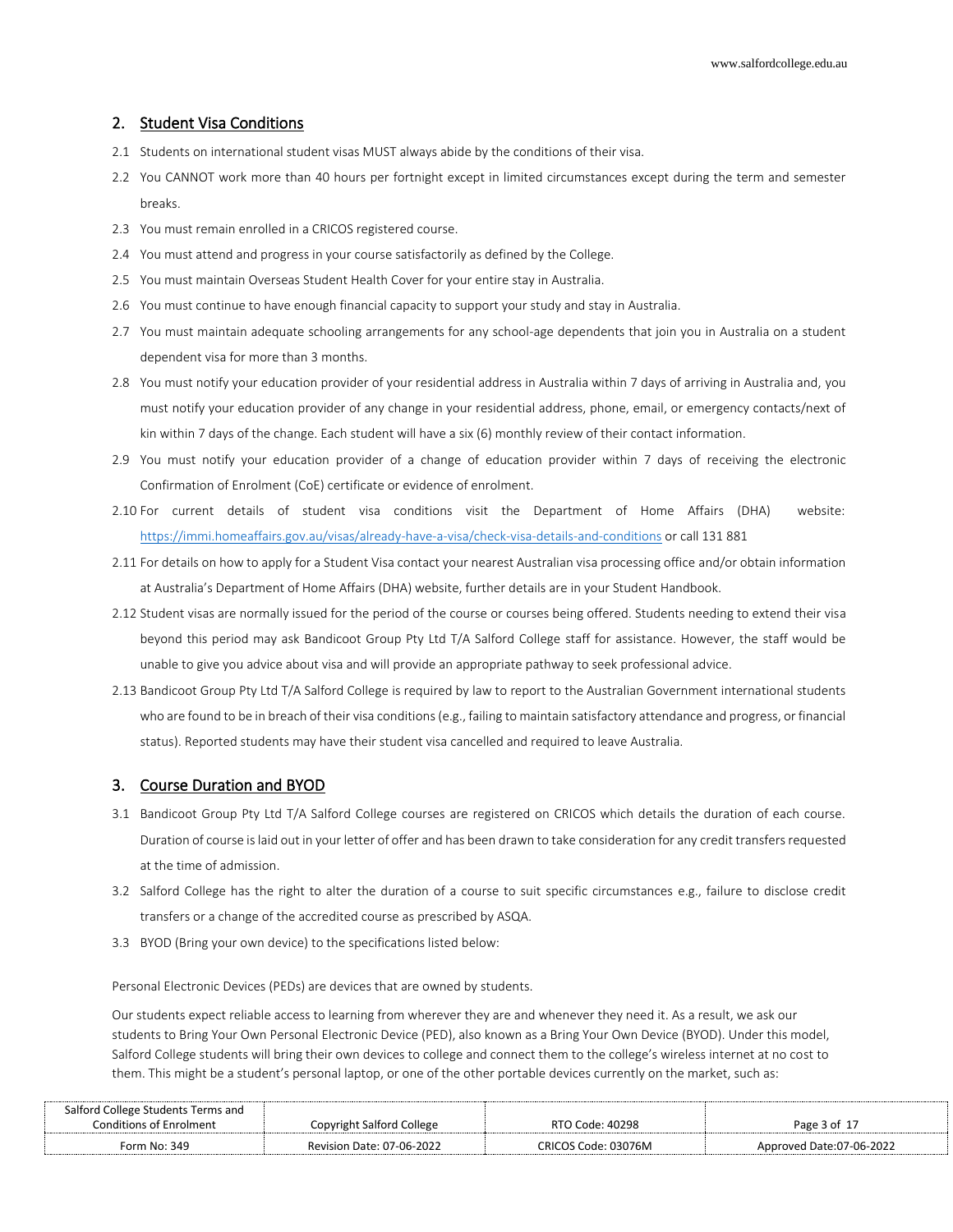## 2. Student Visa Conditions

2.1 Students on international student visas MUST always abide by the conditions of their visa.

2.2 You CANNOT work more than 40 hours per fortnight except in limited circumstances except during the term and semester breaks.

2.3 You must remain enrolled in a CRICOS registered course.

2.4 You must attend and progress in your course satisfactorily as defined by the College.

2.5 You must maintain Overseas Student Health Cover for your entire stay in Australia.

2.6 You must continue to have enough financial capacity to support your study and stay in Australia.

2.7 You must maintain adequate schooling arrangements for any school-age dependents that join you in Australia on a student dependent visa for more than 3 months.

2.8 You must notify your education provider of your residential address in Australia within 7 days of arriving in Australia and, you must notify your education provider of any change in your residential address, phone, email, or emergency contacts/next of kin within 7 days of the change. Each student will have a six (6) monthly review of their contact information.

2.9 You must notify your education provider of a change of education provider within 7 days of receiving the electronic Confirmation of Enrolment (CoE) certificate or evidence of enrolment.

2.10 For current details of student visa conditions visit the Department of Home Affairs (DHA) website: https://immi.homeaffairs.gov.au/visas/already-have-a-visa/check-visa-details-and-conditions or call 131 881

2.11 For details on how to apply for a Student Visa contact your nearest Australian visa processing office and/or obtain information at Australia's Department of Home Affairs (DHA) website, further details are in your Student Handbook.

2.12 Student visas are normally issued for the period of the course or courses being offered. Students needing to extend their visa beyond this period may ask Bandicoot Group Pty Ltd T/A Salford College staff for assistance. However, the staff would be unable to give you advice about visa and will provide an appropriate pathway to seek professional advice.

2.13 Bandicoot Group Pty Ltd T/A Salford College is required by law to report to the Australian Government international students who are found to be in breach of their visa conditions (e.g., failing to maintain satisfactory attendance and progress, or financial status). Reported students may have their student visa cancelled and required to leave Australia.

## 3. Course Duration and BYOD

3.1 Bandicoot Group Pty Ltd T/A Salford College courses are registered on CRICOS which details the duration of each course. Duration of course is laid out in your letter of offer and has been drawn to take consideration for any credit transfers requested at the time of admission.

3.2 Salford College has the right to alter the duration of a course to suit specific circumstances e.g., failure to disclose credit transfers or a change of the accredited course as prescribed by ASQA.

3.3 BYOD (Bring your own device) to the specifications listed below:

Personal Electronic Devices (PEDs) are devices that are owned by students.

Our students expect reliable access to learning from wherever they are and whenever they need it. As a result, we ask our students to Bring Your Own Personal Electronic Device (PED), also known as a Bring Your Own Device (BYOD). Under this model, Salford College students will bring their own devices to college and connect them to the college's wireless internet at no cost to them. This might be a student's personal laptop, or one of the other portable devices currently on the market, such as: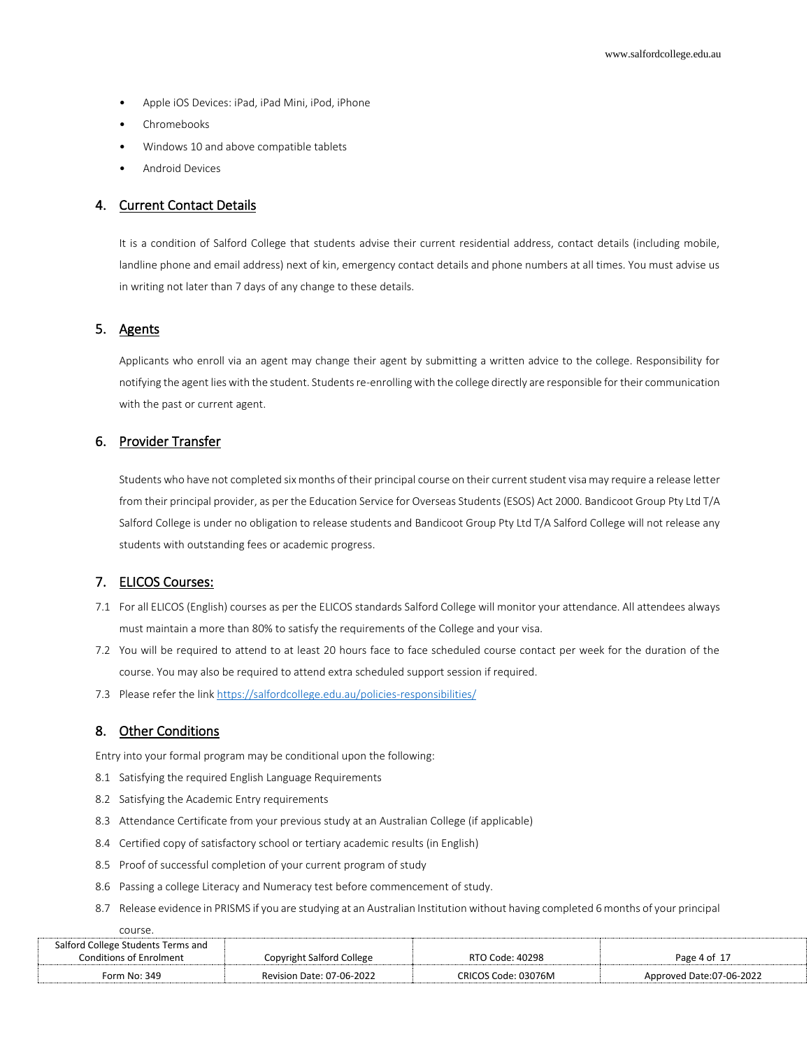- Apple iOS Devices: iPad, iPad Mini, iPod, iPhone
- Chromebooks
- Windows 10 and above compatible tablets
- Android Devices

## 4. Current Contact Details

It is a condition of Salford College that students advise their current residential address, contact details (including mobile, landline phone and email address) next of kin, emergency contact details and phone numbers at all times. You must advise us in writing not later than 7 days of any change to these details.

## 5. Agents

Applicants who enroll via an agent may change their agent by submitting a written advice to the college. Responsibility for notifying the agent lies with the student. Students re-enrolling with the college directly are responsible for their communication with the past or current agent.

## 6. Provider Transfer

Students who have not completed six months of their principal course on their current student visa may require a release letter from their principal provider, as per the Education Service for Overseas Students (ESOS) Act 2000. Bandicoot Group Pty Ltd T/A Salford College is under no obligation to release students and Bandicoot Group Pty Ltd T/A Salford College will not release any students with outstanding fees or academic progress.

## 7. ELICOS Courses:

7.1 For all ELICOS (English) courses as per the ELICOS standards Salford College will monitor your attendance. All attendees always must maintain a more than 80% to satisfy the requirements of the College and your visa.

7.2 You will be required to attend to at least 20 hours face to face scheduled course contact per week for the duration of the course. You may also be required to attend extra scheduled support session if required.

7.3 Please refer the link https://salfordcollege.edu.au/policies-responsibilities/

## 8. Other Conditions

Entry into your formal program may be conditional upon the following:

8.1 Satisfying the required English Language Requirements

8.2 Satisfying the Academic Entry requirements

8.3 Attendance Certificate from your previous study at an Australian College (if applicable)

8.4 Certified copy of satisfactory school or tertiary academic results (in English)

8.5 Proof of successful completion of your current program of study

8.6 Passing a college Literacy and Numeracy test before commencement of study.

8.7 Release evidence in PRISMS if you are studying at an Australian Institution without having completed 6 months of your principal course.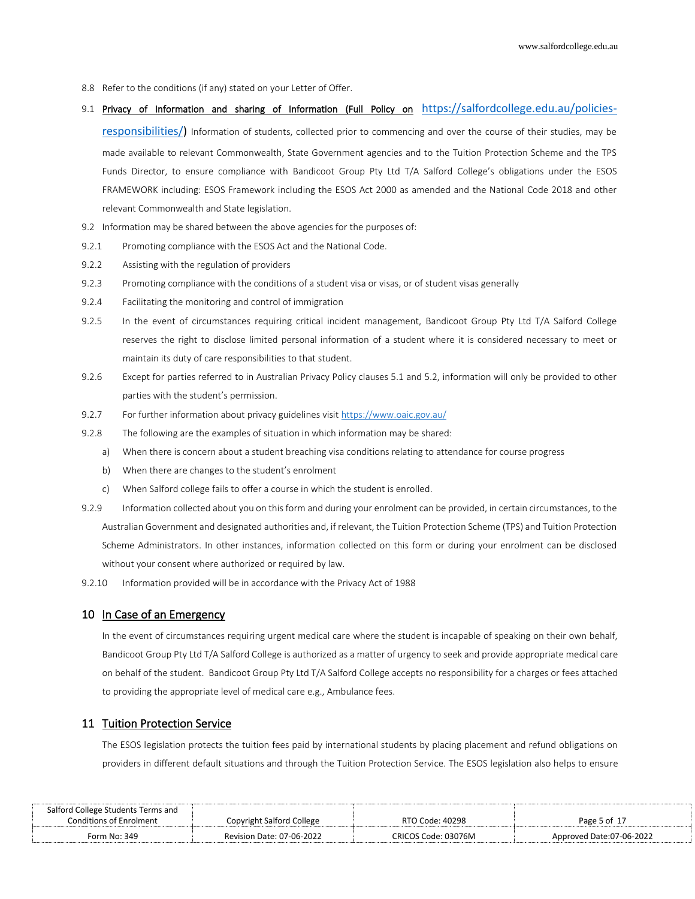8.8 Refer to the conditions (if any) stated on your Letter of Offer.

9.1 <u>Privacy of Information and sharing of Information (Full Policy on</u> [https://salfordcollege.edu.au/policies-responsibilities/](https://salfordcollege.edu.au/policies-responsibilities/)) Information of students, collected prior to commencing and over the course of their studies, may be made available to relevant Commonwealth, State Government agencies and to the Tuition Protection Scheme and the TPS Funds Director, to ensure compliance with Bandicoot Group Pty Ltd T/A Salford College's obligations under the ESOS FRAMEWORK including: ESOS Framework including the ESOS Act 2000 as amended and the National Code 2018 and other relevant Commonwealth and State legislation.

9.2 Information may be shared between the above agencies for the purposes of:

9.2.1 Promoting compliance with the ESOS Act and the National Code.

9.2.2 Assisting with the regulation of providers

9.2.3 Promoting compliance with the conditions of a student visa or visas, or of student visas generally

9.2.4 Facilitating the monitoring and control of immigration

9.2.5 In the event of circumstances requiring critical incident management, Bandicoot Group Pty Ltd T/A Salford College reserves the right to disclose limited personal information of a student where it is considered necessary to meet or maintain its duty of care responsibilities to that student.

9.2.6 Except for parties referred to in Australian Privacy Policy clauses 5.1 and 5.2, information will only be provided to other parties with the student's permission.

9.2.7 For further information about privacy guidelines visit [https://www.oaic.gov.au/](https://www.oaic.gov.au/)

9.2.8 The following are the examples of situation in which information may be shared:

a) When there is concern about a student breaching visa conditions relating to attendance for course progress

b) When there are changes to the student's enrolment

c) When Salford college fails to offer a course in which the student is enrolled.

9.2.9 Information collected about you on this form and during your enrolment can be provided, in certain circumstances, to the Australian Government and designated authorities and, if relevant, the Tuition Protection Scheme (TPS) and Tuition Protection Scheme Administrators. In other instances, information collected on this form or during your enrolment can be disclosed without your consent where authorized or required by law.

9.2.10 Information provided will be in accordance with the Privacy Act of 1988

## 10 In Case of an Emergency

In the event of circumstances requiring urgent medical care where the student is incapable of speaking on their own behalf, Bandicoot Group Pty Ltd T/A Salford College is authorized as a matter of urgency to seek and provide appropriate medical care on behalf of the student. Bandicoot Group Pty Ltd T/A Salford College accepts no responsibility for a charges or fees attached to providing the appropriate level of medical care e.g., Ambulance fees.

## 11 Tuition Protection Service

The ESOS legislation protects the tuition fees paid by international students by placing placement and refund obligations on providers in different default situations and through the Tuition Protection Service. The ESOS legislation also helps to ensure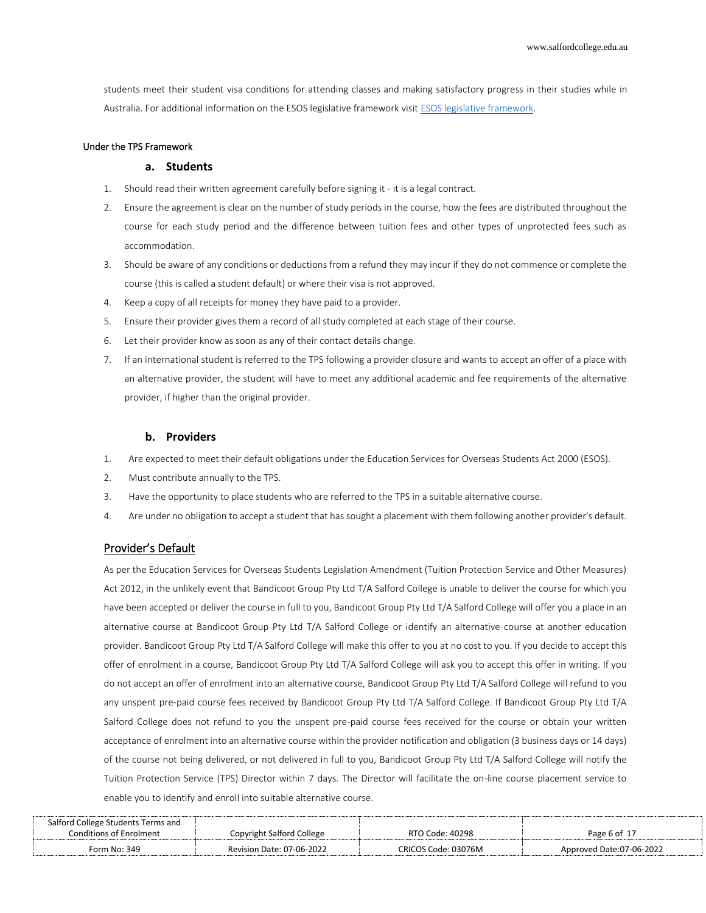students meet their student visa conditions for attending classes and making satisfactory progress in their studies while in Australia. For additional information on the ESOS legislative framework visit [ESOS legislative framework](ESOS legislative framework).

#### Under the TPS Framework

### a. Students

1. Should read their written agreement carefully before signing it - it is a legal contract.
2. Ensure the agreement is clear on the number of study periods in the course, how the fees are distributed throughout the course for each study period and the difference between tuition fees and other types of unprotected fees such as accommodation.
3. Should be aware of any conditions or deductions from a refund they may incur if they do not commence or complete the course (this is called a student default) or where their visa is not approved.
4. Keep a copy of all receipts for money they have paid to a provider.
5. Ensure their provider gives them a record of all study completed at each stage of their course.
6. Let their provider know as soon as any of their contact details change.
7. If an international student is referred to the TPS following a provider closure and wants to accept an offer of a place with an alternative provider, the student will have to meet any additional academic and fee requirements of the alternative provider, if higher than the original provider.

### b. Providers

1. Are expected to meet their default obligations under the Education Services for Overseas Students Act 2000 (ESOS).
2. Must contribute annually to the TPS.
3. Have the opportunity to place students who are referred to the TPS in a suitable alternative course.
4. Are under no obligation to accept a student that has sought a placement with them following another provider's default.

## Provider's Default

As per the Education Services for Overseas Students Legislation Amendment (Tuition Protection Service and Other Measures) Act 2012, in the unlikely event that Bandicoot Group Pty Ltd T/A Salford College is unable to deliver the course for which you have been accepted or deliver the course in full to you, Bandicoot Group Pty Ltd T/A Salford College will offer you a place in an alternative course at Bandicoot Group Pty Ltd T/A Salford College or identify an alternative course at another education provider. Bandicoot Group Pty Ltd T/A Salford College will make this offer to you at no cost to you. If you decide to accept this offer of enrolment in a course, Bandicoot Group Pty Ltd T/A Salford College will ask you to accept this offer in writing. If you do not accept an offer of enrolment into an alternative course, Bandicoot Group Pty Ltd T/A Salford College will refund to you any unspent pre-paid course fees received by Bandicoot Group Pty Ltd T/A Salford College. If Bandicoot Group Pty Ltd T/A Salford College does not refund to you the unspent pre-paid course fees received for the course or obtain your written acceptance of enrolment into an alternative course within the provider notification and obligation (3 business days or 14 days) of the course not being delivered, or not delivered in full to you, Bandicoot Group Pty Ltd T/A Salford College will notify the Tuition Protection Service (TPS) Director within 7 days. The Director will facilitate the on-line course placement service to enable you to identify and enroll into suitable alternative course.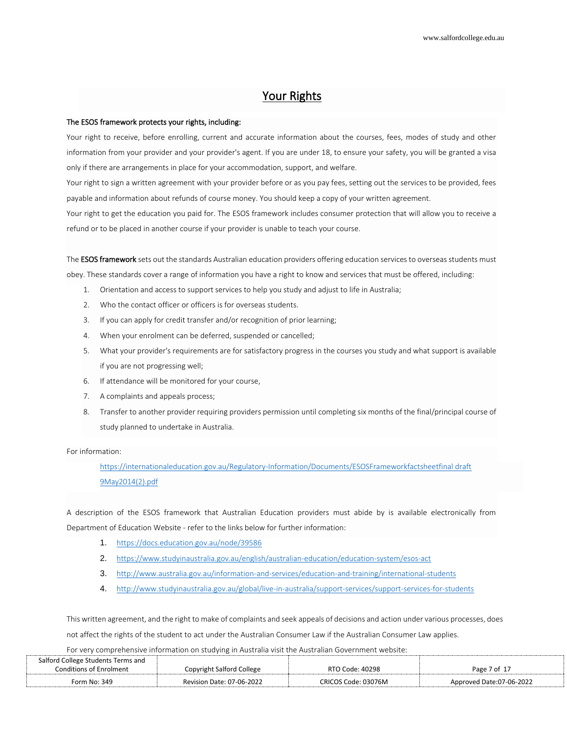# Your Rights

**The ESOS framework protects your rights, including:**

Your right to receive, before enrolling, current and accurate information about the courses, fees, modes of study and other information from your provider and your provider's agent. If you are under 18, to ensure your safety, you will be granted a visa only if there are arrangements in place for your accommodation, support, and welfare.

Your right to sign a written agreement with your provider before or as you pay fees, setting out the services to be provided, fees payable and information about refunds of course money. You should keep a copy of your written agreement.

Your right to get the education you paid for. The ESOS framework includes consumer protection that will allow you to receive a refund or to be placed in another course if your provider is unable to teach your course.

The **ESOS framework** sets out the standards Australian education providers offering education services to overseas students must obey. These standards cover a range of information you have a right to know and services that must be offered, including:

1. Orientation and access to support services to help you study and adjust to life in Australia;
2. Who the contact officer or officers is for overseas students.
3. If you can apply for credit transfer and/or recognition of prior learning;
4. When your enrolment can be deferred, suspended or cancelled;
5. What your provider's requirements are for satisfactory progress in the courses you study and what support is available if you are not progressing well;
6. If attendance will be monitored for your course,
7. A complaints and appeals process;
8. Transfer to another provider requiring providers permission until completing six months of the final/principal course of study planned to undertake in Australia.

For information:

https://internationaleducation.gov.au/Regulatory-Information/Documents/ESOSFrameworkfactsheetfinal draft 9May2014(2).pdf

A description of the ESOS framework that Australian Education providers must abide by is available electronically from Department of Education Website - refer to the links below for further information:

1. https://docs.education.gov.au/node/39586
2. https://www.studyinaustralia.gov.au/english/australian-education/education-system/esos-act
3. http://www.australia.gov.au/information-and-services/education-and-training/international-students
4. http://www.studyinaustralia.gov.au/global/live-in-australia/support-services/support-services-for-students

This written agreement, and the right to make of complaints and seek appeals of decisions and action under various processes, does not affect the rights of the student to act under the Australian Consumer Law if the Australian Consumer Law applies.

For very comprehensive information on studying in Australia visit the Australian Government website: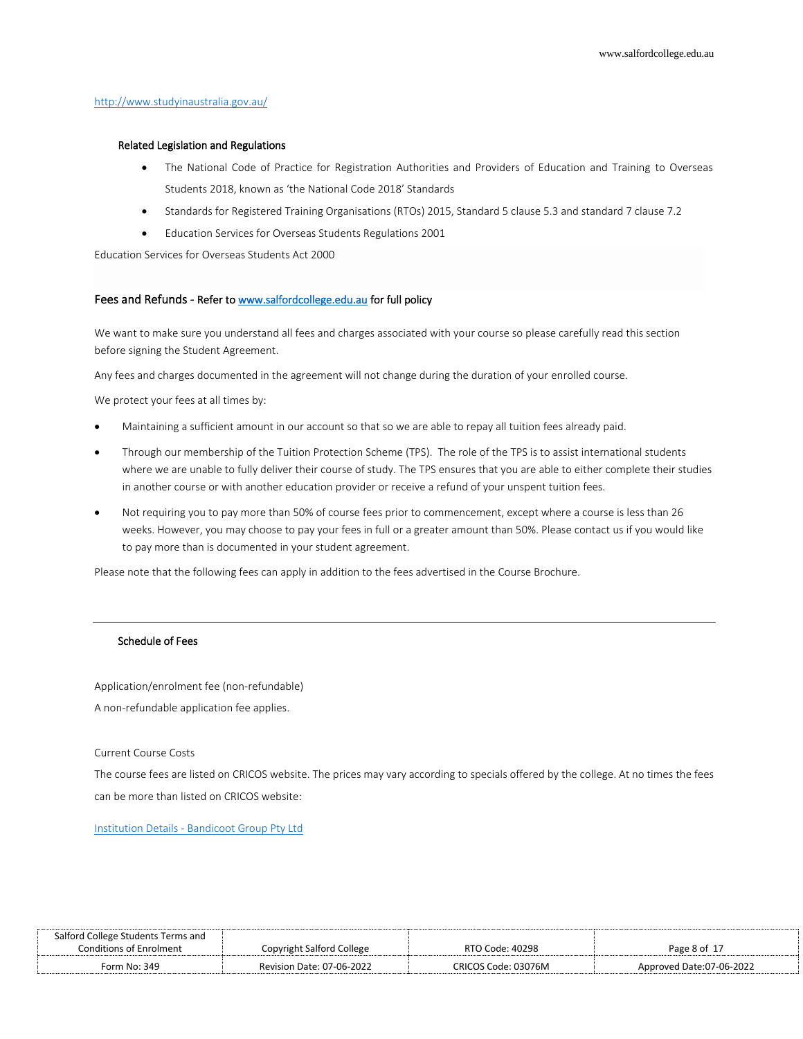http://www.studyinaustralia.gov.au/

### Related Legislation and Regulations

- The National Code of Practice for Registration Authorities and Providers of Education and Training to Overseas Students 2018, known as 'the National Code 2018' Standards
- Standards for Registered Training Organisations (RTOs) 2015, Standard 5 clause 5.3 and standard 7 clause 7.2
- Education Services for Overseas Students Regulations 2001

Education Services for Overseas Students Act 2000

## Fees and Refunds - Refer to www.salfordcollege.edu.au for full policy

We want to make sure you understand all fees and charges associated with your course so please carefully read this section before signing the Student Agreement.

Any fees and charges documented in the agreement will not change during the duration of your enrolled course.

We protect your fees at all times by:

- Maintaining a sufficient amount in our account so that so we are able to repay all tuition fees already paid.
- Through our membership of the Tuition Protection Scheme (TPS). The role of the TPS is to assist international students where we are unable to fully deliver their course of study. The TPS ensures that you are able to either complete their studies in another course or with another education provider or receive a refund of your unspent tuition fees.
- Not requiring you to pay more than 50% of course fees prior to commencement, except where a course is less than 26 weeks. However, you may choose to pay your fees in full or a greater amount than 50%. Please contact us if you would like to pay more than is documented in your student agreement.

Please note that the following fees can apply in addition to the fees advertised in the Course Brochure.

---

### Schedule of Fees

Application/enrolment fee (non-refundable)

A non-refundable application fee applies.

Current Course Costs

The course fees are listed on CRICOS website. The prices may vary according to specials offered by the college. At no times the fees can be more than listed on CRICOS website:

Institution Details - Bandicoot Group Pty Ltd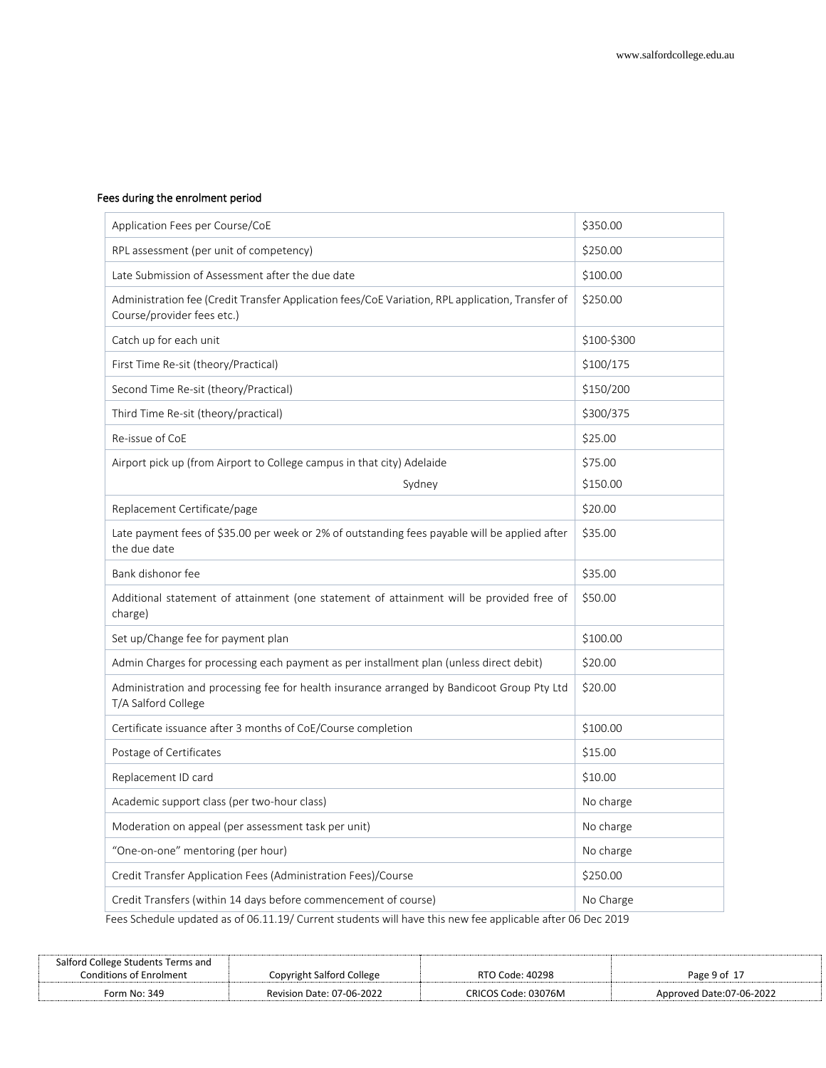## Fees during the enrolment period

| Fee | Amount |
|---|---|
| Application Fees per Course/CoE | $350.00 |
| RPL assessment (per unit of competency) | $250.00 |
| Late Submission of Assessment after the due date | $100.00 |
| Administration fee (Credit Transfer Application fees/CoE Variation, RPL application, Transfer of Course/provider fees etc.) | $250.00 |
| Catch up for each unit | $100-$300 |
| First Time Re-sit (theory/Practical) | $100/175 |
| Second Time Re-sit (theory/Practical) | $150/200 |
| Third Time Re-sit (theory/practical) | $300/375 |
| Re-issue of CoE | $25.00 |
| Airport pick up (from Airport to College campus in that city) Adelaide<br>Sydney | $75.00<br>$150.00 |
| Replacement Certificate/page | $20.00 |
| Late payment fees of $35.00 per week or 2% of outstanding fees payable will be applied after the due date | $35.00 |
| Bank dishonor fee | $35.00 |
| Additional statement of attainment (one statement of attainment will be provided free of charge) | $50.00 |
| Set up/Change fee for payment plan | $100.00 |
| Admin Charges for processing each payment as per installment plan (unless direct debit) | $20.00 |
| Administration and processing fee for health insurance arranged by Bandicoot Group Pty Ltd T/A Salford College | $20.00 |
| Certificate issuance after 3 months of CoE/Course completion | $100.00 |
| Postage of Certificates | $15.00 |
| Replacement ID card | $10.00 |
| Academic support class (per two-hour class) | No charge |
| Moderation on appeal (per assessment task per unit) | No charge |
| "One-on-one" mentoring (per hour) | No charge |
| Credit Transfer Application Fees (Administration Fees)/Course | $250.00 |
| Credit Transfers (within 14 days before commencement of course) | No Charge |

Fees Schedule updated as of 06.11.19/ Current students will have this new fee applicable after 06 Dec 2019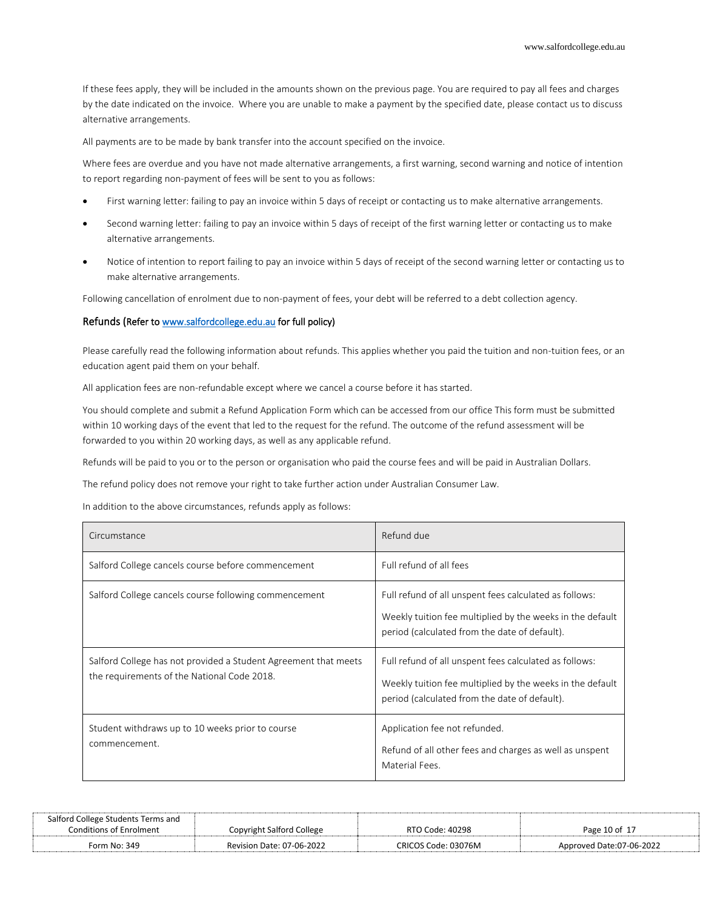If these fees apply, they will be included in the amounts shown on the previous page. You are required to pay all fees and charges by the date indicated on the invoice. Where you are unable to make a payment by the specified date, please contact us to discuss alternative arrangements.

All payments are to be made by bank transfer into the account specified on the invoice.

Where fees are overdue and you have not made alternative arrangements, a first warning, second warning and notice of intention to report regarding non-payment of fees will be sent to you as follows:

- First warning letter: failing to pay an invoice within 5 days of receipt or contacting us to make alternative arrangements.
- Second warning letter: failing to pay an invoice within 5 days of receipt of the first warning letter or contacting us to make alternative arrangements.
- Notice of intention to report failing to pay an invoice within 5 days of receipt of the second warning letter or contacting us to make alternative arrangements.

Following cancellation of enrolment due to non-payment of fees, your debt will be referred to a debt collection agency.

## Refunds (Refer to www.salfordcollege.edu.au for full policy)

Please carefully read the following information about refunds. This applies whether you paid the tuition and non-tuition fees, or an education agent paid them on your behalf.

All application fees are non-refundable except where we cancel a course before it has started.

You should complete and submit a Refund Application Form which can be accessed from our office This form must be submitted within 10 working days of the event that led to the request for the refund. The outcome of the refund assessment will be forwarded to you within 20 working days, as well as any applicable refund.

Refunds will be paid to you or to the person or organisation who paid the course fees and will be paid in Australian Dollars.

The refund policy does not remove your right to take further action under Australian Consumer Law.

In addition to the above circumstances, refunds apply as follows:

| Circumstance | Refund due |
|---|---|
| Salford College cancels course before commencement | Full refund of all fees |
| Salford College cancels course following commencement | Full refund of all unspent fees calculated as follows: Weekly tuition fee multiplied by the weeks in the default period (calculated from the date of default). |
| Salford College has not provided a Student Agreement that meets the requirements of the National Code 2018. | Full refund of all unspent fees calculated as follows: Weekly tuition fee multiplied by the weeks in the default period (calculated from the date of default). |
| Student withdraws up to 10 weeks prior to course commencement. | Application fee not refunded. Refund of all other fees and charges as well as unspent Material Fees. |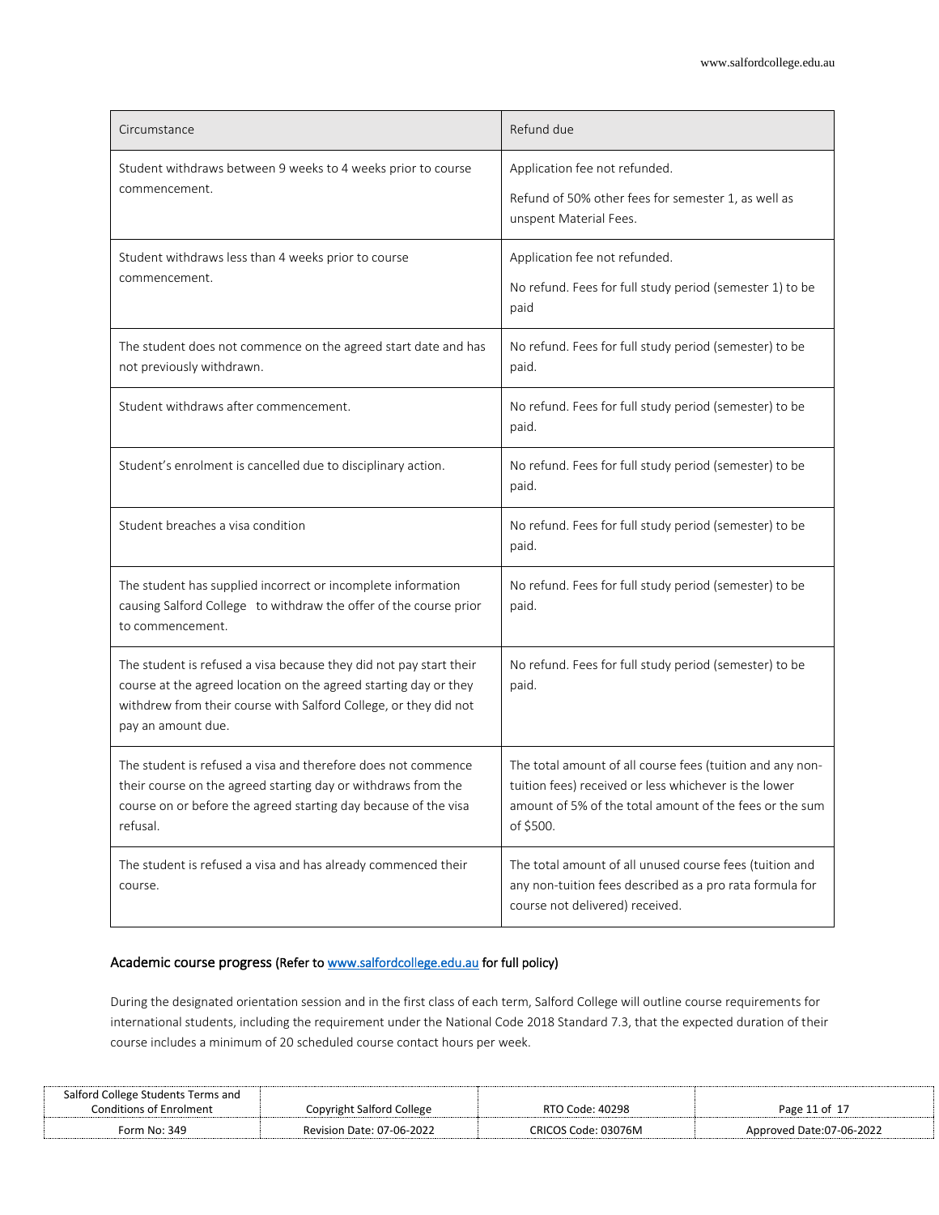| Circumstance | Refund due |
|---|---|
| Student withdraws between 9 weeks to 4 weeks prior to course commencement. | Application fee not refunded.<br>Refund of 50% other fees for semester 1, as well as unspent Material Fees. |
| Student withdraws less than 4 weeks prior to course commencement. | Application fee not refunded.<br>No refund. Fees for full study period (semester 1) to be paid |
| The student does not commence on the agreed start date and has not previously withdrawn. | No refund. Fees for full study period (semester) to be paid. |
| Student withdraws after commencement. | No refund. Fees for full study period (semester) to be paid. |
| Student's enrolment is cancelled due to disciplinary action. | No refund. Fees for full study period (semester) to be paid. |
| Student breaches a visa condition | No refund. Fees for full study period (semester) to be paid. |
| The student has supplied incorrect or incomplete information causing Salford College to withdraw the offer of the course prior to commencement. | No refund. Fees for full study period (semester) to be paid. |
| The student is refused a visa because they did not pay start their course at the agreed location on the agreed starting day or they withdrew from their course with Salford College, or they did not pay an amount due. | No refund. Fees for full study period (semester) to be paid. |
| The student is refused a visa and therefore does not commence their course on the agreed starting day or withdraws from the course on or before the agreed starting day because of the visa refusal. | The total amount of all course fees (tuition and any non-tuition fees) received or less whichever is the lower amount of 5% of the total amount of the fees or the sum of $500. |
| The student is refused a visa and has already commenced their course. | The total amount of all unused course fees (tuition and any non-tuition fees described as a pro rata formula for course not delivered) received. |

## Academic course progress (Refer to www.salfordcollege.edu.au for full policy)

During the designated orientation session and in the first class of each term, Salford College will outline course requirements for international students, including the requirement under the National Code 2018 Standard 7.3, that the expected duration of their course includes a minimum of 20 scheduled course contact hours per week.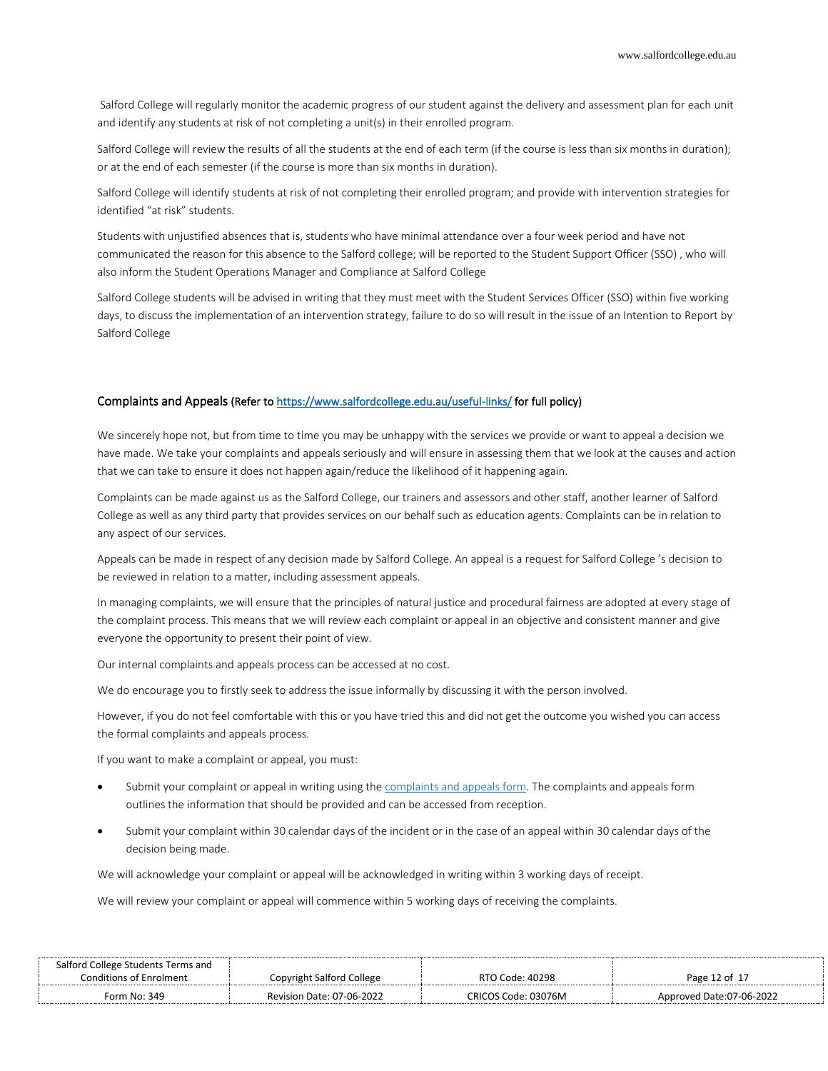Salford College will regularly monitor the academic progress of our student against the delivery and assessment plan for each unit and identify any students at risk of not completing a unit(s) in their enrolled program.

Salford College will review the results of all the students at the end of each term (if the course is less than six months in duration); or at the end of each semester (if the course is more than six months in duration).

Salford College will identify students at risk of not completing their enrolled program; and provide with intervention strategies for identified "at risk" students.

Students with unjustified absences that is, students who have minimal attendance over a four week period and have not communicated the reason for this absence to the Salford college; will be reported to the Student Support Officer (SSO) , who will also inform the Student Operations Manager and Compliance at Salford College

Salford College students will be advised in writing that they must meet with the Student Services Officer (SSO) within five working days, to discuss the implementation of an intervention strategy, failure to do so will result in the issue of an Intention to Report by Salford College

## Complaints and Appeals (Refer to [https://www.salfordcollege.edu.au/useful-links/](https://www.salfordcollege.edu.au/useful-links/) for full policy)

We sincerely hope not, but from time to time you may be unhappy with the services we provide or want to appeal a decision we have made. We take your complaints and appeals seriously and will ensure in assessing them that we look at the causes and action that we can take to ensure it does not happen again/reduce the likelihood of it happening again.

Complaints can be made against us as the Salford College, our trainers and assessors and other staff, another learner of Salford College as well as any third party that provides services on our behalf such as education agents. Complaints can be in relation to any aspect of our services.

Appeals can be made in respect of any decision made by Salford College. An appeal is a request for Salford College 's decision to be reviewed in relation to a matter, including assessment appeals.

In managing complaints, we will ensure that the principles of natural justice and procedural fairness are adopted at every stage of the complaint process. This means that we will review each complaint or appeal in an objective and consistent manner and give everyone the opportunity to present their point of view.

Our internal complaints and appeals process can be accessed at no cost.

We do encourage you to firstly seek to address the issue informally by discussing it with the person involved.

However, if you do not feel comfortable with this or you have tried this and did not get the outcome you wished you can access the formal complaints and appeals process.

If you want to make a complaint or appeal, you must:

- Submit your complaint or appeal in writing using the complaints and appeals form. The complaints and appeals form outlines the information that should be provided and can be accessed from reception.
- Submit your complaint within 30 calendar days of the incident or in the case of an appeal within 30 calendar days of the decision being made.

We will acknowledge your complaint or appeal will be acknowledged in writing within 3 working days of receipt.

We will review your complaint or appeal will commence within 5 working days of receiving the complaints.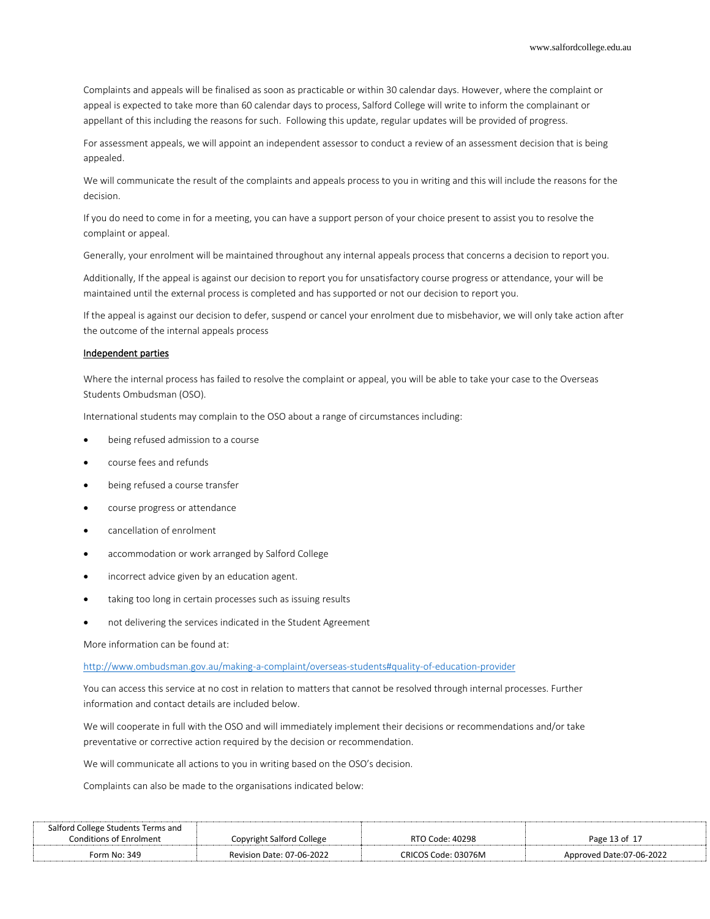Complaints and appeals will be finalised as soon as practicable or within 30 calendar days. However, where the complaint or appeal is expected to take more than 60 calendar days to process, Salford College will write to inform the complainant or appellant of this including the reasons for such. Following this update, regular updates will be provided of progress.

For assessment appeals, we will appoint an independent assessor to conduct a review of an assessment decision that is being appealed.

We will communicate the result of the complaints and appeals process to you in writing and this will include the reasons for the decision.

If you do need to come in for a meeting, you can have a support person of your choice present to assist you to resolve the complaint or appeal.

Generally, your enrolment will be maintained throughout any internal appeals process that concerns a decision to report you.

Additionally, If the appeal is against our decision to report you for unsatisfactory course progress or attendance, your will be maintained until the external process is completed and has supported or not our decision to report you.

If the appeal is against our decision to defer, suspend or cancel your enrolment due to misbehavior, we will only take action after the outcome of the internal appeals process

### Independent parties

Where the internal process has failed to resolve the complaint or appeal, you will be able to take your case to the Overseas Students Ombudsman (OSO).

International students may complain to the OSO about a range of circumstances including:

- being refused admission to a course
- course fees and refunds
- being refused a course transfer
- course progress or attendance
- cancellation of enrolment
- accommodation or work arranged by Salford College
- incorrect advice given by an education agent.
- taking too long in certain processes such as issuing results
- not delivering the services indicated in the Student Agreement

More information can be found at:

http://www.ombudsman.gov.au/making-a-complaint/overseas-students#quality-of-education-provider

You can access this service at no cost in relation to matters that cannot be resolved through internal processes. Further information and contact details are included below.

We will cooperate in full with the OSO and will immediately implement their decisions or recommendations and/or take preventative or corrective action required by the decision or recommendation.

We will communicate all actions to you in writing based on the OSO's decision.

Complaints can also be made to the organisations indicated below: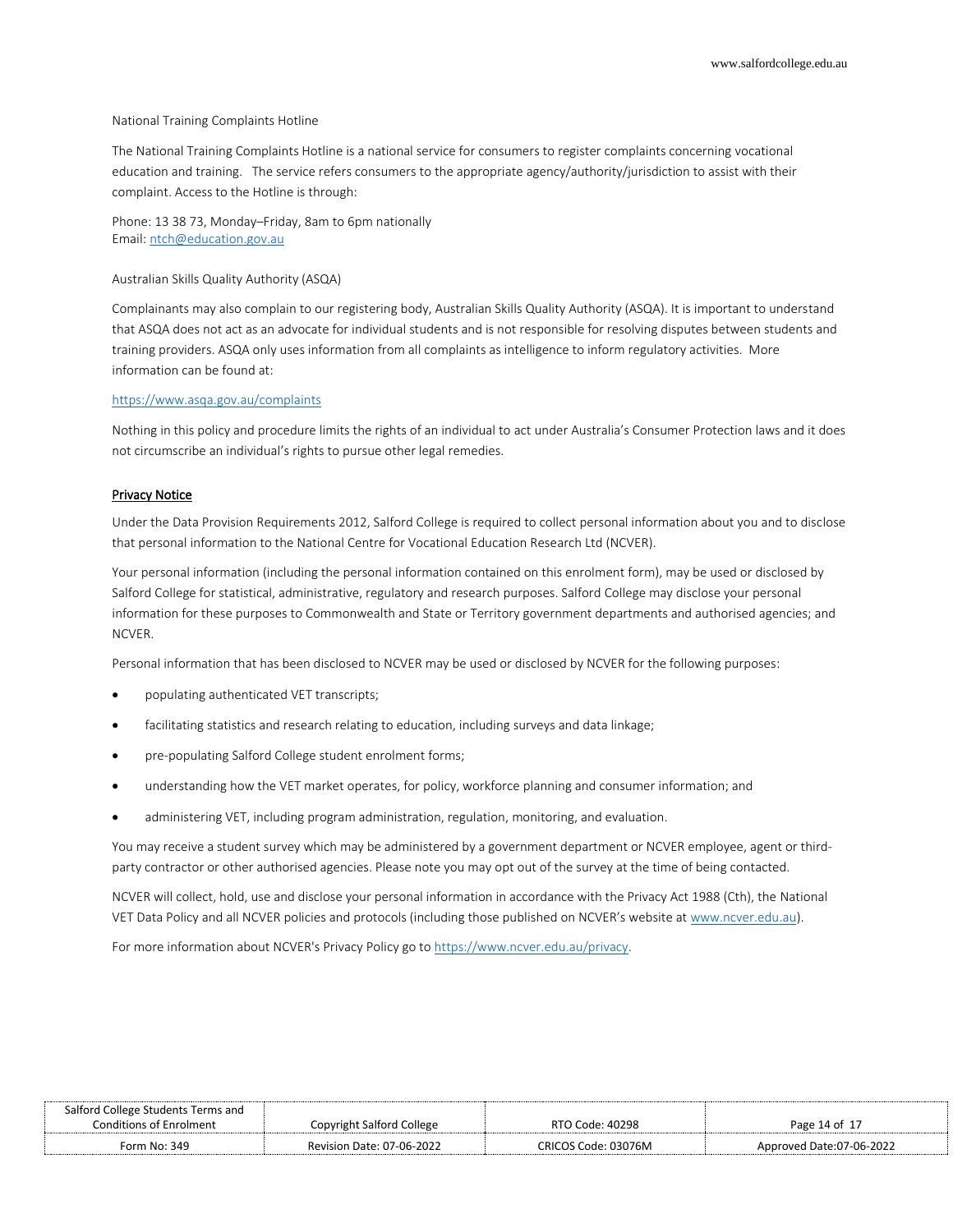National Training Complaints Hotline

The National Training Complaints Hotline is a national service for consumers to register complaints concerning vocational education and training. The service refers consumers to the appropriate agency/authority/jurisdiction to assist with their complaint. Access to the Hotline is through:

Phone: 13 38 73, Monday–Friday, 8am to 6pm nationally
Email: ntch@education.gov.au

Australian Skills Quality Authority (ASQA)

Complainants may also complain to our registering body, Australian Skills Quality Authority (ASQA). It is important to understand that ASQA does not act as an advocate for individual students and is not responsible for resolving disputes between students and training providers. ASQA only uses information from all complaints as intelligence to inform regulatory activities. More information can be found at:

https://www.asqa.gov.au/complaints

Nothing in this policy and procedure limits the rights of an individual to act under Australia's Consumer Protection laws and it does not circumscribe an individual's rights to pursue other legal remedies.

## Privacy Notice

Under the Data Provision Requirements 2012, Salford College is required to collect personal information about you and to disclose that personal information to the National Centre for Vocational Education Research Ltd (NCVER).

Your personal information (including the personal information contained on this enrolment form), may be used or disclosed by Salford College for statistical, administrative, regulatory and research purposes. Salford College may disclose your personal information for these purposes to Commonwealth and State or Territory government departments and authorised agencies; and NCVER.

Personal information that has been disclosed to NCVER may be used or disclosed by NCVER for the following purposes:

- populating authenticated VET transcripts;
- facilitating statistics and research relating to education, including surveys and data linkage;
- pre-populating Salford College student enrolment forms;
- understanding how the VET market operates, for policy, workforce planning and consumer information; and
- administering VET, including program administration, regulation, monitoring, and evaluation.

You may receive a student survey which may be administered by a government department or NCVER employee, agent or third-party contractor or other authorised agencies. Please note you may opt out of the survey at the time of being contacted.

NCVER will collect, hold, use and disclose your personal information in accordance with the Privacy Act 1988 (Cth), the National VET Data Policy and all NCVER policies and protocols (including those published on NCVER's website at www.ncver.edu.au).

For more information about NCVER's Privacy Policy go to https://www.ncver.edu.au/privacy.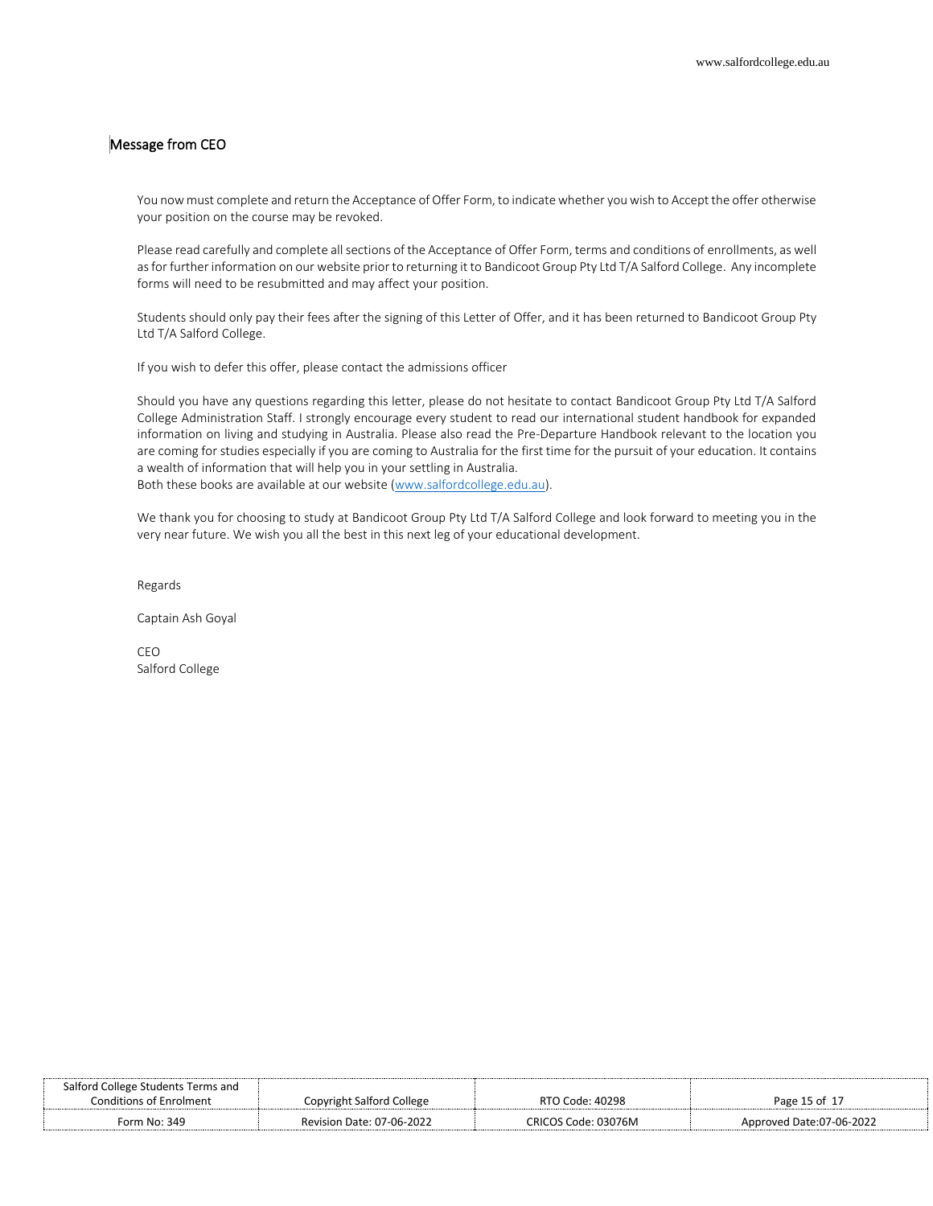## Message from CEO

You now must complete and return the Acceptance of Offer Form, to indicate whether you wish to Accept the offer otherwise your position on the course may be revoked.

Please read carefully and complete all sections of the Acceptance of Offer Form, terms and conditions of enrollments, as well as for further information on our website prior to returning it to Bandicoot Group Pty Ltd T/A Salford College. Any incomplete forms will need to be resubmitted and may affect your position.

Students should only pay their fees after the signing of this Letter of Offer, and it has been returned to Bandicoot Group Pty Ltd T/A Salford College.

If you wish to defer this offer, please contact the admissions officer

Should you have any questions regarding this letter, please do not hesitate to contact Bandicoot Group Pty Ltd T/A Salford College Administration Staff. I strongly encourage every student to read our international student handbook for expanded information on living and studying in Australia. Please also read the Pre-Departure Handbook relevant to the location you are coming for studies especially if you are coming to Australia for the first time for the pursuit of your education. It contains a wealth of information that will help you in your settling in Australia.
Both these books are available at our website (www.salfordcollege.edu.au).

We thank you for choosing to study at Bandicoot Group Pty Ltd T/A Salford College and look forward to meeting you in the very near future. We wish you all the best in this next leg of your educational development.

Regards

Captain Ash Goyal

CEO
Salford College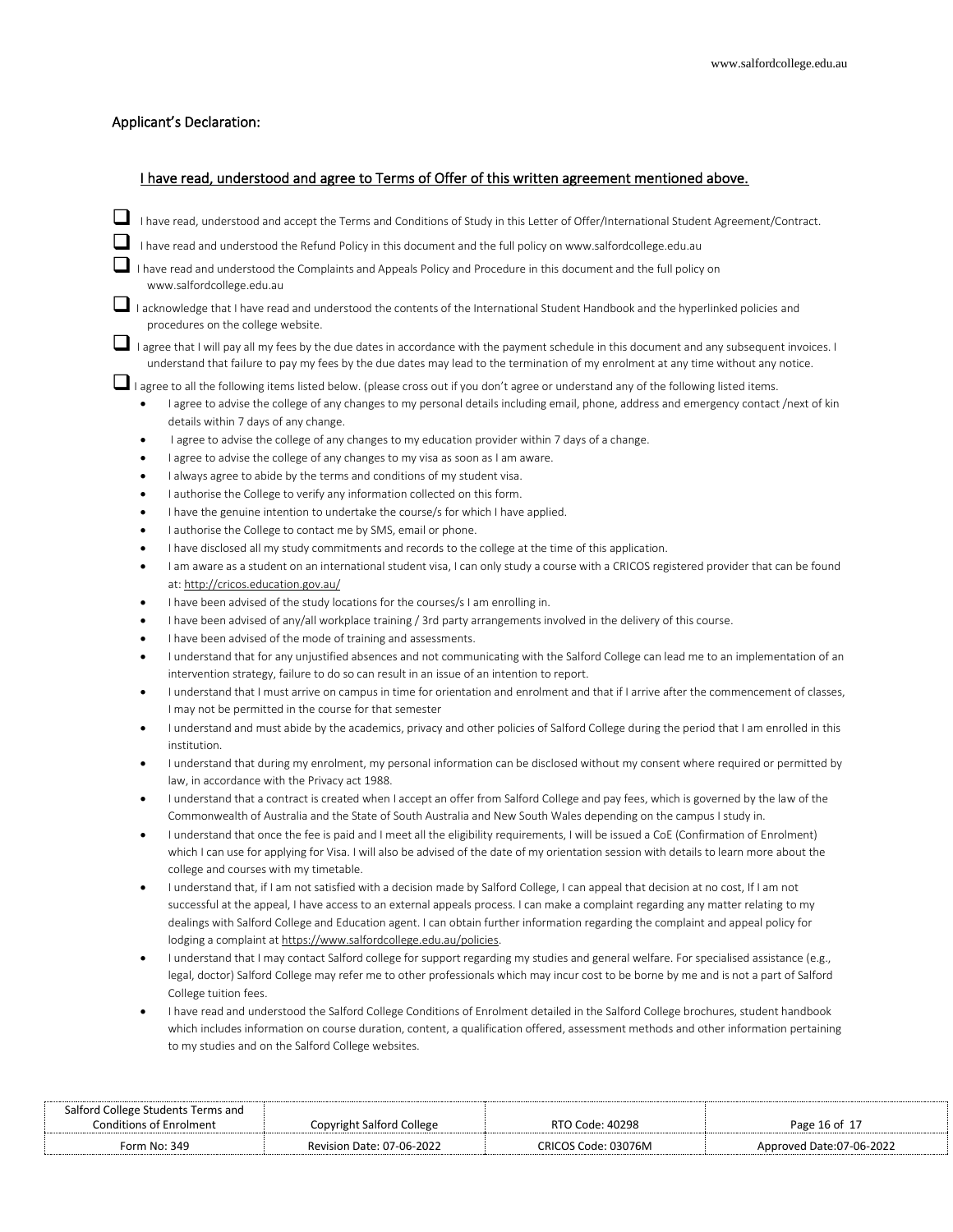## Applicant's Declaration:

### I have read, understood and agree to Terms of Offer of this written agreement mentioned above.

- ☐ I have read, understood and accept the Terms and Conditions of Study in this Letter of Offer/International Student Agreement/Contract.
- ☐ I have read and understood the Refund Policy in this document and the full policy on www.salfordcollege.edu.au
- ☐ I have read and understood the Complaints and Appeals Policy and Procedure in this document and the full policy on www.salfordcollege.edu.au
- ☐ I acknowledge that I have read and understood the contents of the International Student Handbook and the hyperlinked policies and procedures on the college website.
- ☐ I agree that I will pay all my fees by the due dates in accordance with the payment schedule in this document and any subsequent invoices. I understand that failure to pay my fees by the due dates may lead to the termination of my enrolment at any time without any notice.
- ☐ I agree to all the following items listed below. (please cross out if you don't agree or understand any of the following listed items.
  - I agree to advise the college of any changes to my personal details including email, phone, address and emergency contact /next of kin details within 7 days of any change.
  - I agree to advise the college of any changes to my education provider within 7 days of a change.
  - I agree to advise the college of any changes to my visa as soon as I am aware.
  - I always agree to abide by the terms and conditions of my student visa.
  - I authorise the College to verify any information collected on this form.
  - I have the genuine intention to undertake the course/s for which I have applied.
  - I authorise the College to contact me by SMS, email or phone.
  - I have disclosed all my study commitments and records to the college at the time of this application.
  - I am aware as a student on an international student visa, I can only study a course with a CRICOS registered provider that can be found at: http://cricos.education.gov.au/
  - I have been advised of the study locations for the courses/s I am enrolling in.
  - I have been advised of any/all workplace training / 3rd party arrangements involved in the delivery of this course.
  - I have been advised of the mode of training and assessments.
  - I understand that for any unjustified absences and not communicating with the Salford College can lead me to an implementation of an intervention strategy, failure to do so can result in an issue of an intention to report.
  - I understand that I must arrive on campus in time for orientation and enrolment and that if I arrive after the commencement of classes, I may not be permitted in the course for that semester
  - I understand and must abide by the academics, privacy and other policies of Salford College during the period that I am enrolled in this institution.
  - I understand that during my enrolment, my personal information can be disclosed without my consent where required or permitted by law, in accordance with the Privacy act 1988.
  - I understand that a contract is created when I accept an offer from Salford College and pay fees, which is governed by the law of the Commonwealth of Australia and the State of South Australia and New South Wales depending on the campus I study in.
  - I understand that once the fee is paid and I meet all the eligibility requirements, I will be issued a CoE (Confirmation of Enrolment) which I can use for applying for Visa. I will also be advised of the date of my orientation session with details to learn more about the college and courses with my timetable.
  - I understand that, if I am not satisfied with a decision made by Salford College, I can appeal that decision at no cost, If I am not successful at the appeal, I have access to an external appeals process. I can make a complaint regarding any matter relating to my dealings with Salford College and Education agent. I can obtain further information regarding the complaint and appeal policy for lodging a complaint at https://www.salfordcollege.edu.au/policies.
  - I understand that I may contact Salford college for support regarding my studies and general welfare. For specialised assistance (e.g., legal, doctor) Salford College may refer me to other professionals which may incur cost to be borne by me and is not a part of Salford College tuition fees.
  - I have read and understood the Salford College Conditions of Enrolment detailed in the Salford College brochures, student handbook which includes information on course duration, content, a qualification offered, assessment methods and other information pertaining to my studies and on the Salford College websites.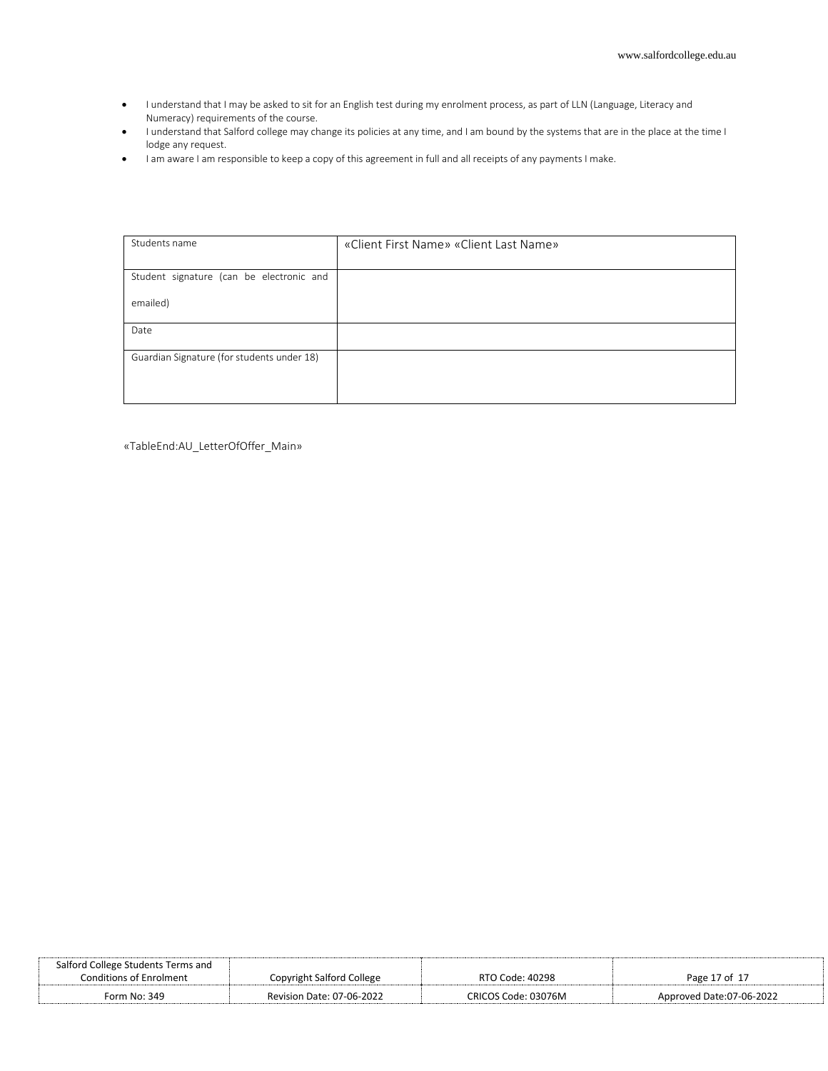- I understand that I may be asked to sit for an English test during my enrolment process, as part of LLN (Language, Literacy and Numeracy) requirements of the course.
- I understand that Salford college may change its policies at any time, and I am bound by the systems that are in the place at the time I lodge any request.
- I am aware I am responsible to keep a copy of this agreement in full and all receipts of any payments I make.

| | |
|---|---|
| Students name | «Client First Name» «Client Last Name» |
| Student signature (can be electronic and emailed) | |
| Date | |
| Guardian Signature (for students under 18) | |

«TableEnd:AU_LetterOfOffer_Main»